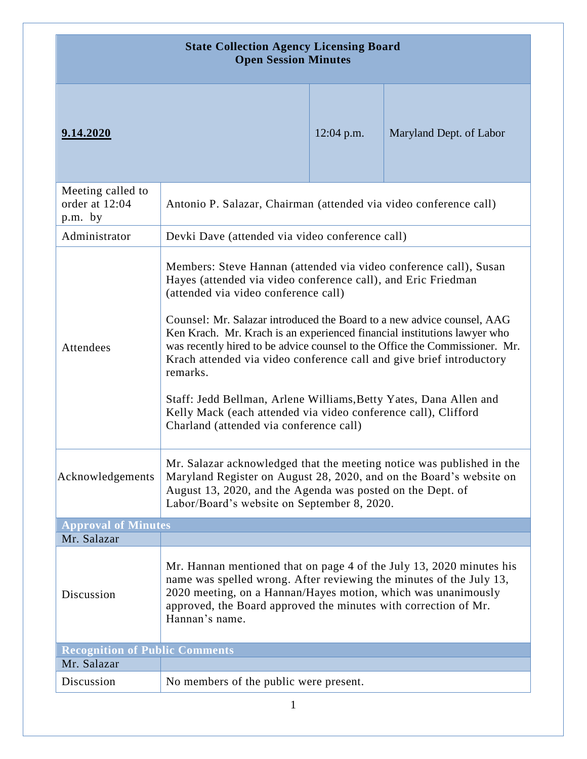# State Collection Agency Licensing Board
## Open Session Minutes

| **9.14.2020** | 12:04 p.m. | Maryland Dept. of Labor |
|---|---|---|

| | |
|---|---|
| Meeting called to order at 12:04 p.m. by | Antonio P. Salazar, Chairman (attended via video conference call) |
| Administrator | Devki Dave (attended via video conference call) |
| Attendees | Members: Steve Hannan (attended via video conference call), Susan Hayes (attended via video conference call), and Eric Friedman (attended via video conference call)<br><br>Counsel: Mr. Salazar introduced the Board to a new advice counsel, AAG Ken Krach. Mr. Krach is an experienced financial institutions lawyer who was recently hired to be advice counsel to the Office the Commissioner. Mr. Krach attended via video conference call and give brief introductory remarks.<br><br>Staff: Jedd Bellman, Arlene Williams,Betty Yates, Dana Allen and Kelly Mack (each attended via video conference call), Clifford Charland (attended via conference call) |
| Acknowledgements | Mr. Salazar acknowledged that the meeting notice was published in the Maryland Register on August 28, 2020, and on the Board's website on August 13, 2020, and the Agenda was posted on the Dept. of Labor/Board's website on September 8, 2020. |

### Approval of Minutes

| Mr. Salazar | |
|---|---|
| Discussion | Mr. Hannan mentioned that on page 4 of the July 13, 2020 minutes his name was spelled wrong. After reviewing the minutes of the July 13, 2020 meeting, on a Hannan/Hayes motion, which was unanimously approved, the Board approved the minutes with correction of Mr. Hannan's name. |

### Recognition of Public Comments

| Mr. Salazar | |
|---|---|
| Discussion | No members of the public were present. |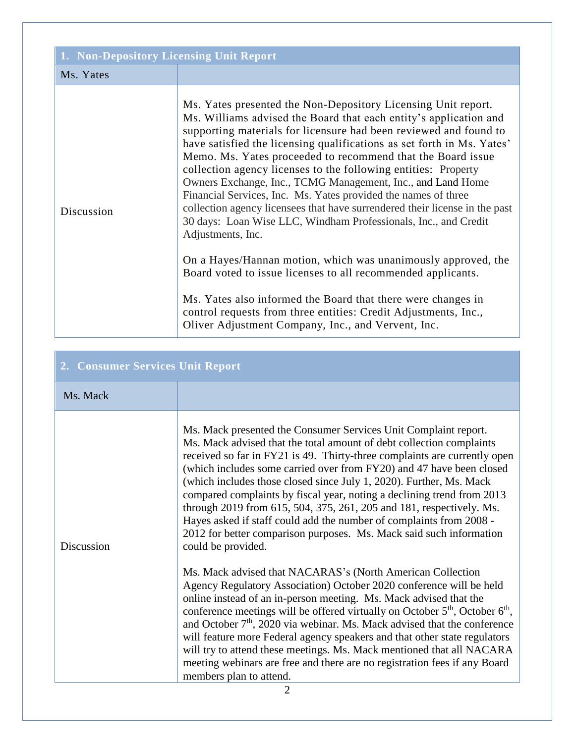| 1. Non-Depository Licensing Unit Report | |
|---|---|
| Ms. Yates | |
| Discussion | Ms. Yates presented the Non-Depository Licensing Unit report. Ms. Williams advised the Board that each entity's application and supporting materials for licensure had been reviewed and found to have satisfied the licensing qualifications as set forth in Ms. Yates' Memo. Ms. Yates proceeded to recommend that the Board issue collection agency licenses to the following entities: Property Owners Exchange, Inc., TCMG Management, Inc., and Land Home Financial Services, Inc. Ms. Yates provided the names of three collection agency licensees that have surrendered their license in the past 30 days: Loan Wise LLC, Windham Professionals, Inc., and Credit Adjustments, Inc.<br><br>On a Hayes/Hannan motion, which was unanimously approved, the Board voted to issue licenses to all recommended applicants.<br><br>Ms. Yates also informed the Board that there were changes in control requests from three entities: Credit Adjustments, Inc., Oliver Adjustment Company, Inc., and Vervent, Inc. |

| 2. Consumer Services Unit Report | |
|---|---|
| Ms. Mack | |
| Discussion | Ms. Mack presented the Consumer Services Unit Complaint report. Ms. Mack advised that the total amount of debt collection complaints received so far in FY21 is 49. Thirty-three complaints are currently open (which includes some carried over from FY20) and 47 have been closed (which includes those closed since July 1, 2020). Further, Ms. Mack compared complaints by fiscal year, noting a declining trend from 2013 through 2019 from 615, 504, 375, 261, 205 and 181, respectively. Ms. Hayes asked if staff could add the number of complaints from 2008 - 2012 for better comparison purposes. Ms. Mack said such information could be provided.<br><br>Ms. Mack advised that NACARAS's (North American Collection Agency Regulatory Association) October 2020 conference will be held online instead of an in-person meeting. Ms. Mack advised that the conference meetings will be offered virtually on October 5th, October 6th, and October 7th, 2020 via webinar. Ms. Mack advised that the conference will feature more Federal agency speakers and that other state regulators will try to attend these meetings. Ms. Mack mentioned that all NACARA meeting webinars are free and there are no registration fees if any Board members plan to attend. |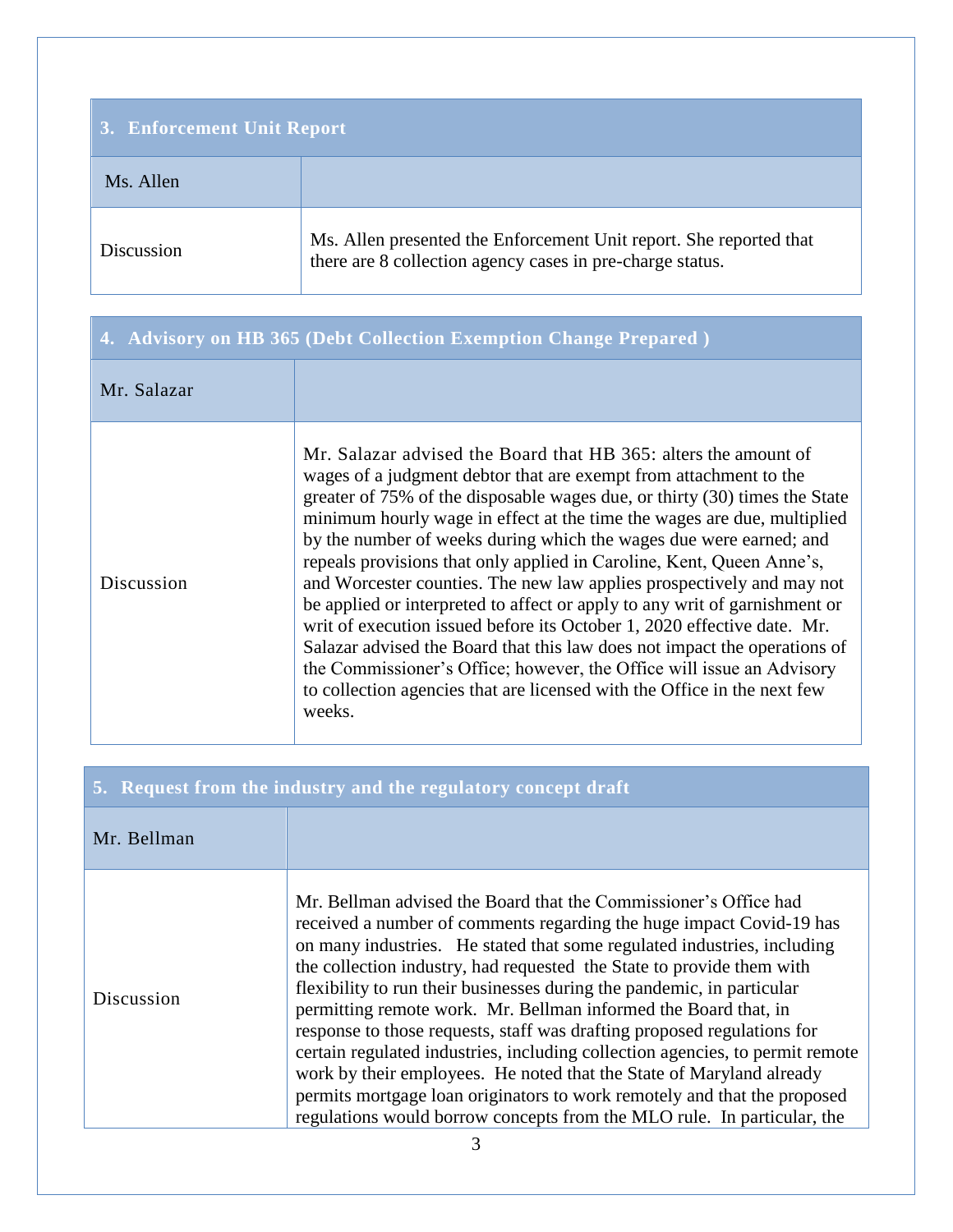| 3. Enforcement Unit Report | |
|---|---|
| Ms. Allen | |
| Discussion | Ms. Allen presented the Enforcement Unit report. She reported that there are 8 collection agency cases in pre-charge status. |

| 4. Advisory on HB 365 (Debt Collection Exemption Change Prepared ) | |
|---|---|
| Mr. Salazar | |
| Discussion | Mr. Salazar advised the Board that HB 365: alters the amount of wages of a judgment debtor that are exempt from attachment to the greater of 75% of the disposable wages due, or thirty (30) times the State minimum hourly wage in effect at the time the wages are due, multiplied by the number of weeks during which the wages due were earned; and repeals provisions that only applied in Caroline, Kent, Queen Anne's, and Worcester counties. The new law applies prospectively and may not be applied or interpreted to affect or apply to any writ of garnishment or writ of execution issued before its October 1, 2020 effective date. Mr. Salazar advised the Board that this law does not impact the operations of the Commissioner's Office; however, the Office will issue an Advisory to collection agencies that are licensed with the Office in the next few weeks. |

| 5. Request from the industry and the regulatory concept draft | |
|---|---|
| Mr. Bellman | |
| Discussion | Mr. Bellman advised the Board that the Commissioner's Office had received a number of comments regarding the huge impact Covid-19 has on many industries. He stated that some regulated industries, including the collection industry, had requested the State to provide them with flexibility to run their businesses during the pandemic, in particular permitting remote work. Mr. Bellman informed the Board that, in response to those requests, staff was drafting proposed regulations for certain regulated industries, including collection agencies, to permit remote work by their employees. He noted that the State of Maryland already permits mortgage loan originators to work remotely and that the proposed regulations would borrow concepts from the MLO rule. In particular, the |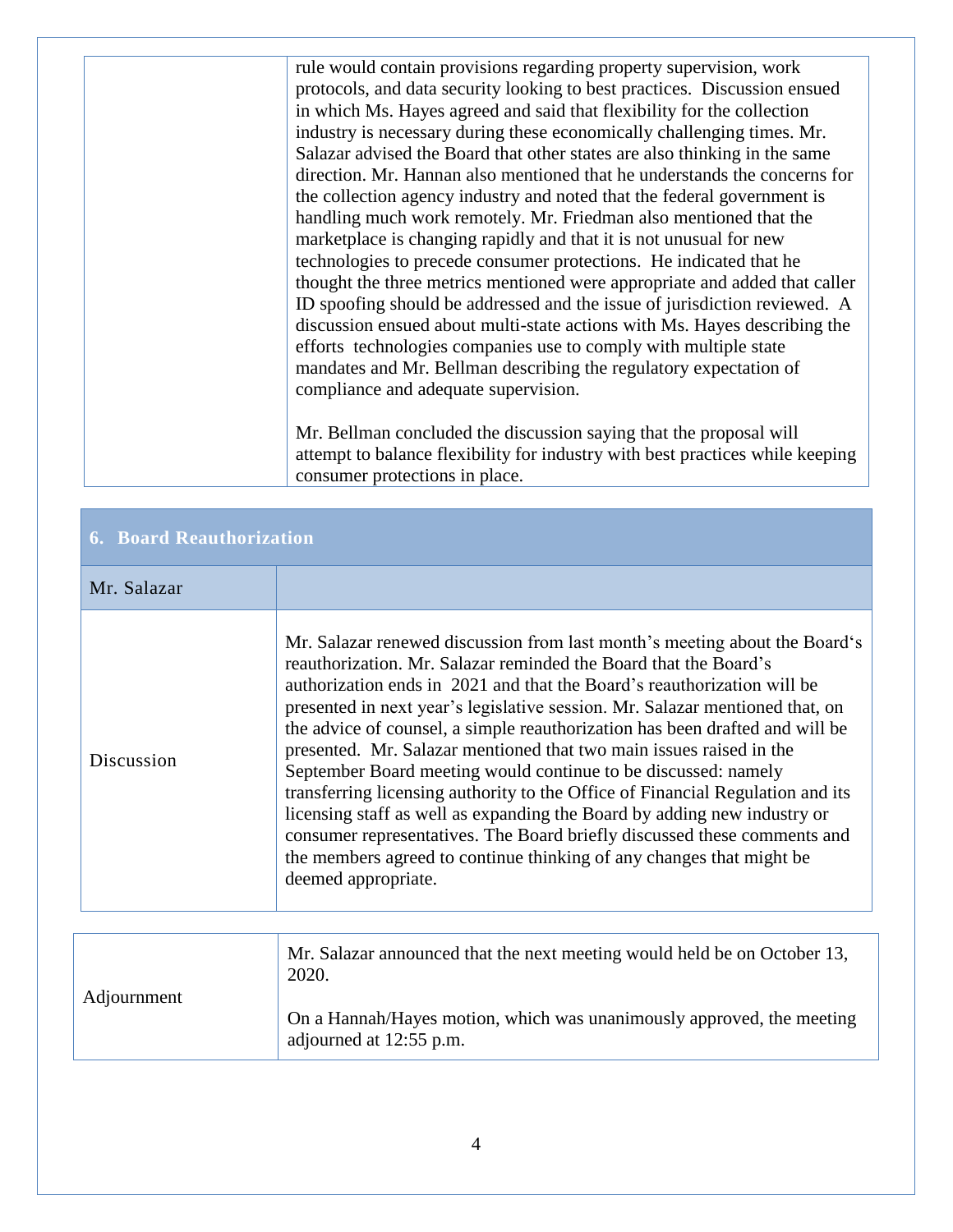| | |
|---|---|
| | rule would contain provisions regarding property supervision, work protocols, and data security looking to best practices. Discussion ensued in which Ms. Hayes agreed and said that flexibility for the collection industry is necessary during these economically challenging times. Mr. Salazar advised the Board that other states are also thinking in the same direction. Mr. Hannan also mentioned that he understands the concerns for the collection agency industry and noted that the federal government is handling much work remotely. Mr. Friedman also mentioned that the marketplace is changing rapidly and that it is not unusual for new technologies to precede consumer protections. He indicated that he thought the three metrics mentioned were appropriate and added that caller ID spoofing should be addressed and the issue of jurisdiction reviewed. A discussion ensued about multi-state actions with Ms. Hayes describing the efforts technologies companies use to comply with multiple state mandates and Mr. Bellman describing the regulatory expectation of compliance and adequate supervision.<br><br>Mr. Bellman concluded the discussion saying that the proposal will attempt to balance flexibility for industry with best practices while keeping consumer protections in place. |

## 6. Board Reauthorization

| Mr. Salazar | |
|---|---|
| Discussion | Mr. Salazar renewed discussion from last month's meeting about the Board's reauthorization. Mr. Salazar reminded the Board that the Board's authorization ends in 2021 and that the Board's reauthorization will be presented in next year's legislative session. Mr. Salazar mentioned that, on the advice of counsel, a simple reauthorization has been drafted and will be presented. Mr. Salazar mentioned that two main issues raised in the September Board meeting would continue to be discussed: namely transferring licensing authority to the Office of Financial Regulation and its licensing staff as well as expanding the Board by adding new industry or consumer representatives. The Board briefly discussed these comments and the members agreed to continue thinking of any changes that might be deemed appropriate. |

| | |
|---|---|
| Adjournment | Mr. Salazar announced that the next meeting would held be on October 13, 2020.<br><br>On a Hannah/Hayes motion, which was unanimously approved, the meeting adjourned at 12:55 p.m. |